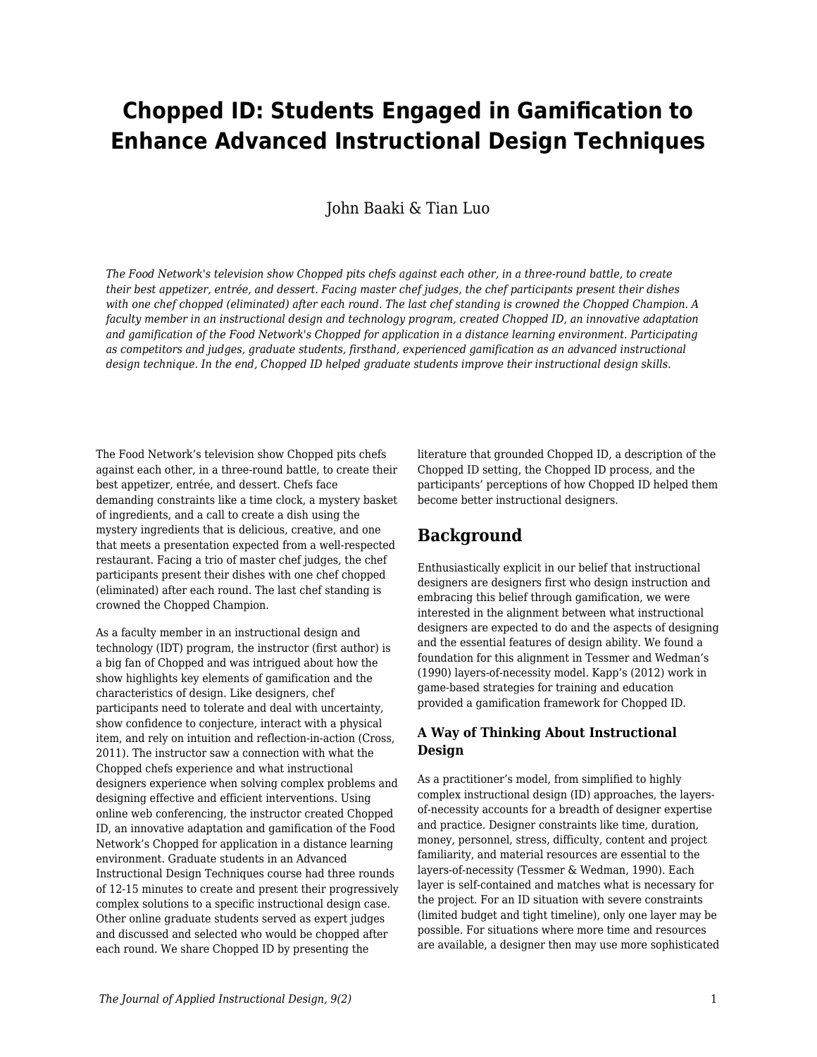# Chopped ID: Students Engaged in Gamification to Enhance Advanced Instructional Design Techniques

John Baaki & Tian Luo

*The Food Network's television show Chopped pits chefs against each other, in a three-round battle, to create their best appetizer, entrée, and dessert. Facing master chef judges, the chef participants present their dishes with one chef chopped (eliminated) after each round. The last chef standing is crowned the Chopped Champion. A faculty member in an instructional design and technology program, created Chopped ID, an innovative adaptation and gamification of the Food Network's Chopped for application in a distance learning environment. Participating as competitors and judges, graduate students, firsthand, experienced gamification as an advanced instructional design technique. In the end, Chopped ID helped graduate students improve their instructional design skills.*

The Food Network's television show Chopped pits chefs against each other, in a three-round battle, to create their best appetizer, entrée, and dessert. Chefs face demanding constraints like a time clock, a mystery basket of ingredients, and a call to create a dish using the mystery ingredients that is delicious, creative, and one that meets a presentation expected from a well-respected restaurant. Facing a trio of master chef judges, the chef participants present their dishes with one chef chopped (eliminated) after each round. The last chef standing is crowned the Chopped Champion.

As a faculty member in an instructional design and technology (IDT) program, the instructor (first author) is a big fan of Chopped and was intrigued about how the show highlights key elements of gamification and the characteristics of design. Like designers, chef participants need to tolerate and deal with uncertainty, show confidence to conjecture, interact with a physical item, and rely on intuition and reflection-in-action (Cross, 2011). The instructor saw a connection with what the Chopped chefs experience and what instructional designers experience when solving complex problems and designing effective and efficient interventions. Using online web conferencing, the instructor created Chopped ID, an innovative adaptation and gamification of the Food Network's Chopped for application in a distance learning environment. Graduate students in an Advanced Instructional Design Techniques course had three rounds of 12-15 minutes to create and present their progressively complex solutions to a specific instructional design case. Other online graduate students served as expert judges and discussed and selected who would be chopped after each round. We share Chopped ID by presenting the literature that grounded Chopped ID, a description of the Chopped ID setting, the Chopped ID process, and the participants' perceptions of how Chopped ID helped them become better instructional designers.

## Background

Enthusiastically explicit in our belief that instructional designers are designers first who design instruction and embracing this belief through gamification, we were interested in the alignment between what instructional designers are expected to do and the aspects of designing and the essential features of design ability. We found a foundation for this alignment in Tessmer and Wedman's (1990) layers-of-necessity model. Kapp's (2012) work in game-based strategies for training and education provided a gamification framework for Chopped ID.

### A Way of Thinking About Instructional Design

As a practitioner's model, from simplified to highly complex instructional design (ID) approaches, the layers-of-necessity accounts for a breadth of designer expertise and practice. Designer constraints like time, duration, money, personnel, stress, difficulty, content and project familiarity, and material resources are essential to the layers-of-necessity (Tessmer & Wedman, 1990). Each layer is self-contained and matches what is necessary for the project. For an ID situation with severe constraints (limited budget and tight timeline), only one layer may be possible. For situations where more time and resources are available, a designer then may use more sophisticated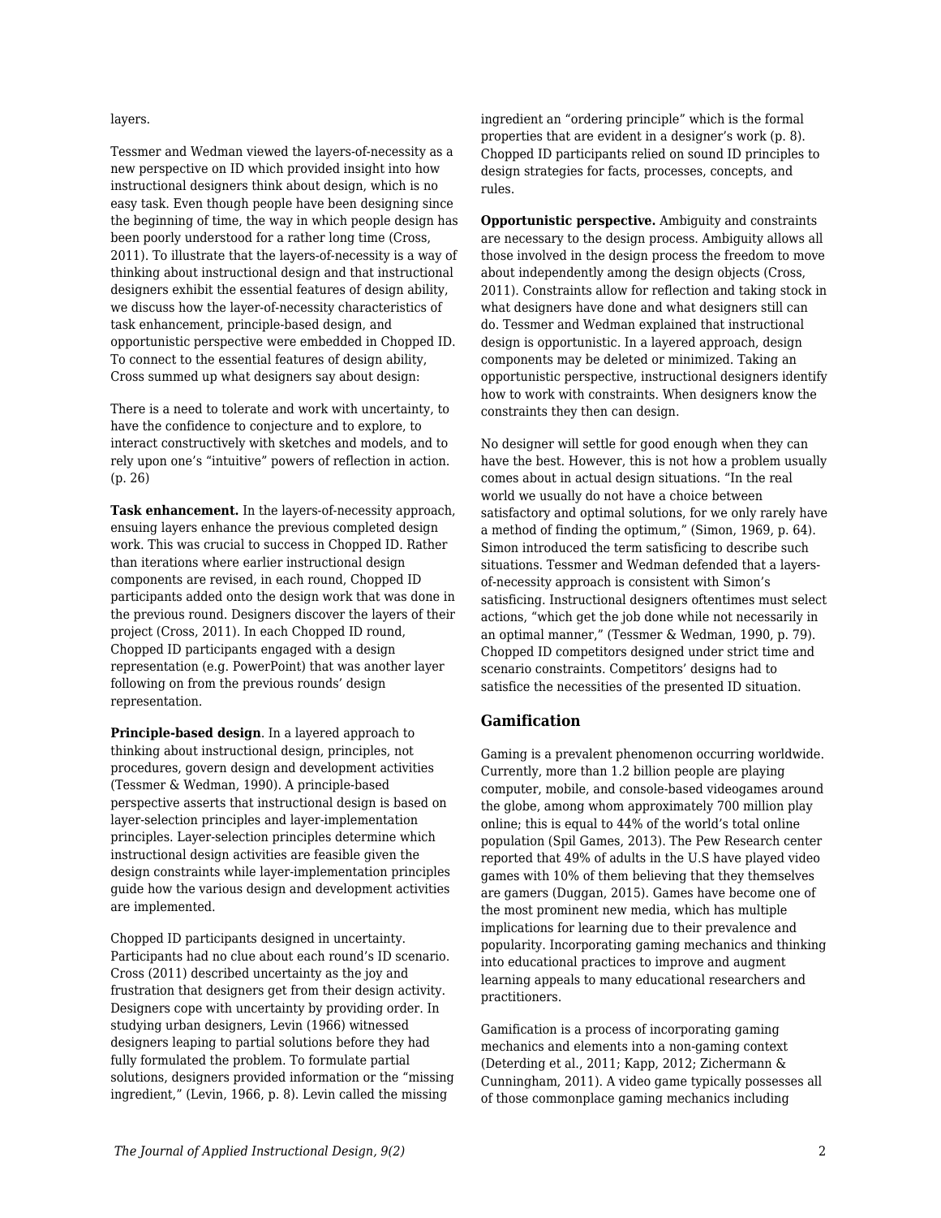layers.

Tessmer and Wedman viewed the layers-of-necessity as a new perspective on ID which provided insight into how instructional designers think about design, which is no easy task. Even though people have been designing since the beginning of time, the way in which people design has been poorly understood for a rather long time (Cross, 2011). To illustrate that the layers-of-necessity is a way of thinking about instructional design and that instructional designers exhibit the essential features of design ability, we discuss how the layer-of-necessity characteristics of task enhancement, principle-based design, and opportunistic perspective were embedded in Chopped ID. To connect to the essential features of design ability, Cross summed up what designers say about design:

> There is a need to tolerate and work with uncertainty, to have the confidence to conjecture and to explore, to interact constructively with sketches and models, and to rely upon one's "intuitive" powers of reflection in action. (p. 26)

**Task enhancement.** In the layers-of-necessity approach, ensuing layers enhance the previous completed design work. This was crucial to success in Chopped ID. Rather than iterations where earlier instructional design components are revised, in each round, Chopped ID participants added onto the design work that was done in the previous round. Designers discover the layers of their project (Cross, 2011). In each Chopped ID round, Chopped ID participants engaged with a design representation (e.g. PowerPoint) that was another layer following on from the previous rounds' design representation.

**Principle-based design**. In a layered approach to thinking about instructional design, principles, not procedures, govern design and development activities (Tessmer & Wedman, 1990). A principle-based perspective asserts that instructional design is based on layer-selection principles and layer-implementation principles. Layer-selection principles determine which instructional design activities are feasible given the design constraints while layer-implementation principles guide how the various design and development activities are implemented.

Chopped ID participants designed in uncertainty. Participants had no clue about each round's ID scenario. Cross (2011) described uncertainty as the joy and frustration that designers get from their design activity. Designers cope with uncertainty by providing order. In studying urban designers, Levin (1966) witnessed designers leaping to partial solutions before they had fully formulated the problem. To formulate partial solutions, designers provided information or the "missing ingredient," (Levin, 1966, p. 8). Levin called the missing ingredient an "ordering principle" which is the formal properties that are evident in a designer's work (p. 8). Chopped ID participants relied on sound ID principles to design strategies for facts, processes, concepts, and rules.

**Opportunistic perspective.** Ambiguity and constraints are necessary to the design process. Ambiguity allows all those involved in the design process the freedom to move about independently among the design objects (Cross, 2011). Constraints allow for reflection and taking stock in what designers have done and what designers still can do. Tessmer and Wedman explained that instructional design is opportunistic. In a layered approach, design components may be deleted or minimized. Taking an opportunistic perspective, instructional designers identify how to work with constraints. When designers know the constraints they then can design.

No designer will settle for good enough when they can have the best. However, this is not how a problem usually comes about in actual design situations. "In the real world we usually do not have a choice between satisfactory and optimal solutions, for we only rarely have a method of finding the optimum," (Simon, 1969, p. 64). Simon introduced the term satisficing to describe such situations. Tessmer and Wedman defended that a layers-of-necessity approach is consistent with Simon's satisficing. Instructional designers oftentimes must select actions, "which get the job done while not necessarily in an optimal manner," (Tessmer & Wedman, 1990, p. 79). Chopped ID competitors designed under strict time and scenario constraints. Competitors' designs had to satisfice the necessities of the presented ID situation.

## Gamification

Gaming is a prevalent phenomenon occurring worldwide. Currently, more than 1.2 billion people are playing computer, mobile, and console-based videogames around the globe, among whom approximately 700 million play online; this is equal to 44% of the world's total online population (Spil Games, 2013). The Pew Research center reported that 49% of adults in the U.S have played video games with 10% of them believing that they themselves are gamers (Duggan, 2015). Games have become one of the most prominent new media, which has multiple implications for learning due to their prevalence and popularity. Incorporating gaming mechanics and thinking into educational practices to improve and augment learning appeals to many educational researchers and practitioners.

Gamification is a process of incorporating gaming mechanics and elements into a non-gaming context (Deterding et al., 2011; Kapp, 2012; Zichermann & Cunningham, 2011). A video game typically possesses all of those commonplace gaming mechanics including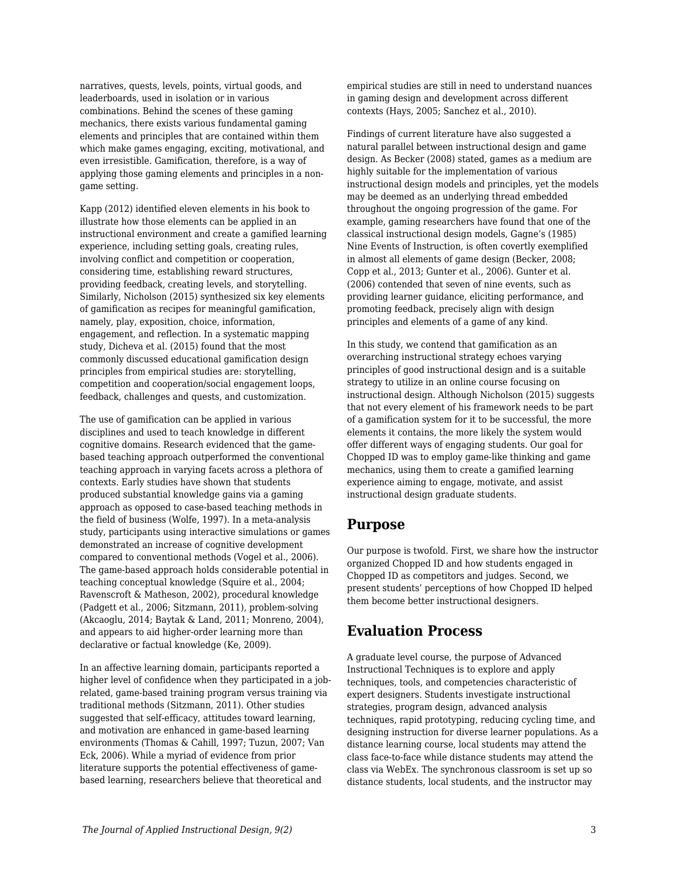narratives, quests, levels, points, virtual goods, and leaderboards, used in isolation or in various combinations. Behind the scenes of these gaming mechanics, there exists various fundamental gaming elements and principles that are contained within them which make games engaging, exciting, motivational, and even irresistible. Gamification, therefore, is a way of applying those gaming elements and principles in a non-game setting.

Kapp (2012) identified eleven elements in his book to illustrate how those elements can be applied in an instructional environment and create a gamified learning experience, including setting goals, creating rules, involving conflict and competition or cooperation, considering time, establishing reward structures, providing feedback, creating levels, and storytelling. Similarly, Nicholson (2015) synthesized six key elements of gamification as recipes for meaningful gamification, namely, play, exposition, choice, information, engagement, and reflection. In a systematic mapping study, Dicheva et al. (2015) found that the most commonly discussed educational gamification design principles from empirical studies are: storytelling, competition and cooperation/social engagement loops, feedback, challenges and quests, and customization.

The use of gamification can be applied in various disciplines and used to teach knowledge in different cognitive domains. Research evidenced that the game-based teaching approach outperformed the conventional teaching approach in varying facets across a plethora of contexts. Early studies have shown that students produced substantial knowledge gains via a gaming approach as opposed to case-based teaching methods in the field of business (Wolfe, 1997). In a meta-analysis study, participants using interactive simulations or games demonstrated an increase of cognitive development compared to conventional methods (Vogel et al., 2006). The game-based approach holds considerable potential in teaching conceptual knowledge (Squire et al., 2004; Ravenscroft & Matheson, 2002), procedural knowledge (Padgett et al., 2006; Sitzmann, 2011), problem-solving (Akcaoglu, 2014; Baytak & Land, 2011; Monreno, 2004), and appears to aid higher-order learning more than declarative or factual knowledge (Ke, 2009).

In an affective learning domain, participants reported a higher level of confidence when they participated in a job-related, game-based training program versus training via traditional methods (Sitzmann, 2011). Other studies suggested that self-efficacy, attitudes toward learning, and motivation are enhanced in game-based learning environments (Thomas & Cahill, 1997; Tuzun, 2007; Van Eck, 2006). While a myriad of evidence from prior literature supports the potential effectiveness of game-based learning, researchers believe that theoretical and empirical studies are still in need to understand nuances in gaming design and development across different contexts (Hays, 2005; Sanchez et al., 2010).

Findings of current literature have also suggested a natural parallel between instructional design and game design. As Becker (2008) stated, games as a medium are highly suitable for the implementation of various instructional design models and principles, yet the models may be deemed as an underlying thread embedded throughout the ongoing progression of the game. For example, gaming researchers have found that one of the classical instructional design models, Gagne's (1985) Nine Events of Instruction, is often covertly exemplified in almost all elements of game design (Becker, 2008; Copp et al., 2013; Gunter et al., 2006). Gunter et al. (2006) contended that seven of nine events, such as providing learner guidance, eliciting performance, and promoting feedback, precisely align with design principles and elements of a game of any kind.

In this study, we contend that gamification as an overarching instructional strategy echoes varying principles of good instructional design and is a suitable strategy to utilize in an online course focusing on instructional design. Although Nicholson (2015) suggests that not every element of his framework needs to be part of a gamification system for it to be successful, the more elements it contains, the more likely the system would offer different ways of engaging students. Our goal for Chopped ID was to employ game-like thinking and game mechanics, using them to create a gamified learning experience aiming to engage, motivate, and assist instructional design graduate students.

## Purpose

Our purpose is twofold. First, we share how the instructor organized Chopped ID and how students engaged in Chopped ID as competitors and judges. Second, we present students' perceptions of how Chopped ID helped them become better instructional designers.

## Evaluation Process

A graduate level course, the purpose of Advanced Instructional Techniques is to explore and apply techniques, tools, and competencies characteristic of expert designers. Students investigate instructional strategies, program design, advanced analysis techniques, rapid prototyping, reducing cycling time, and designing instruction for diverse learner populations. As a distance learning course, local students may attend the class face-to-face while distance students may attend the class via WebEx. The synchronous classroom is set up so distance students, local students, and the instructor may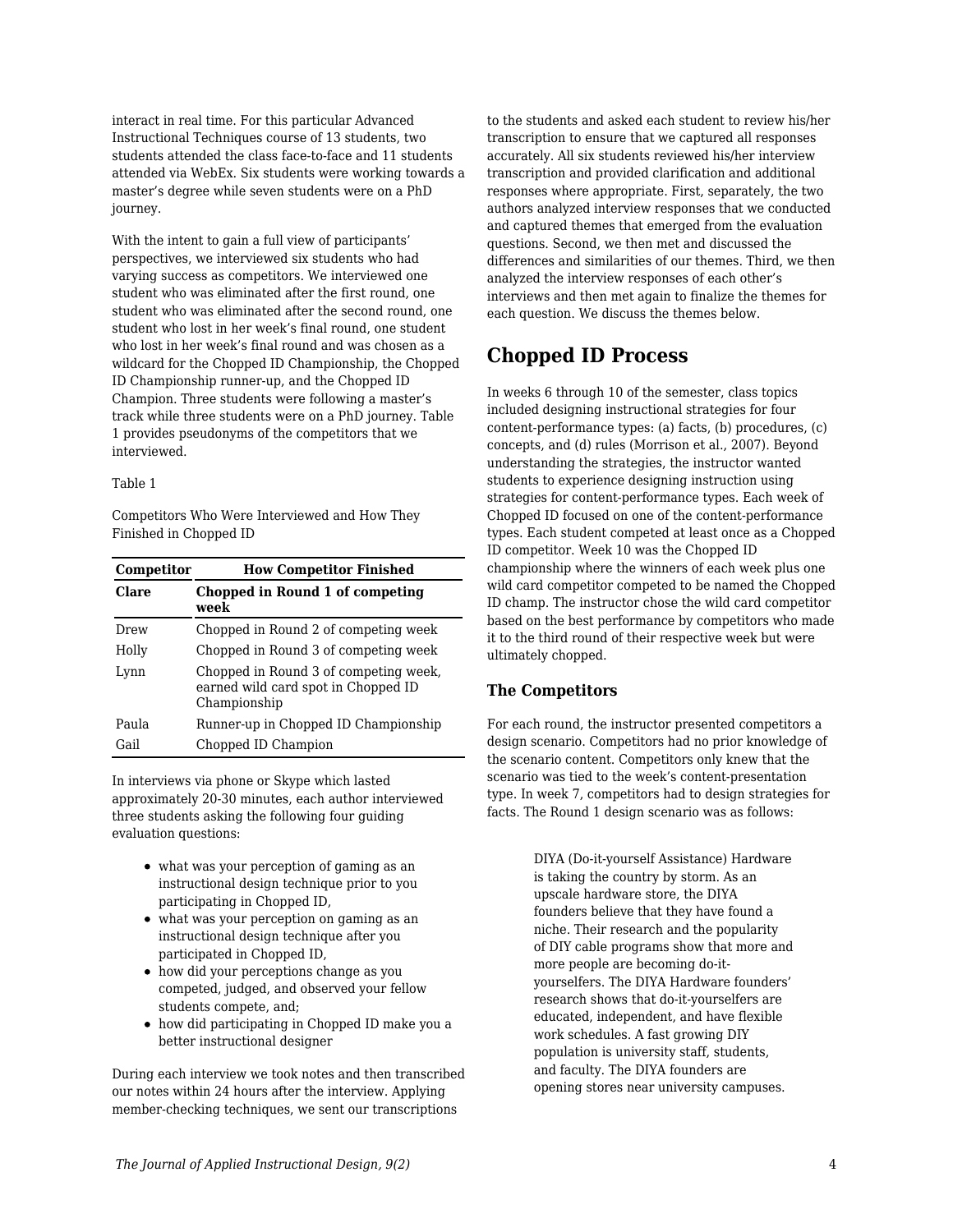interact in real time. For this particular Advanced Instructional Techniques course of 13 students, two students attended the class face-to-face and 11 students attended via WebEx. Six students were working towards a master's degree while seven students were on a PhD journey.

With the intent to gain a full view of participants' perspectives, we interviewed six students who had varying success as competitors. We interviewed one student who was eliminated after the first round, one student who was eliminated after the second round, one student who lost in her week's final round, one student who lost in her week's final round and was chosen as a wildcard for the Chopped ID Championship, the Chopped ID Championship runner-up, and the Chopped ID Champion. Three students were following a master's track while three students were on a PhD journey. Table 1 provides pseudonyms of the competitors that we interviewed.

Table 1

Competitors Who Were Interviewed and How They Finished in Chopped ID

| Competitor | How Competitor Finished |
|---|---|
| **Clare** | **Chopped in Round 1 of competing week** |
| Drew | Chopped in Round 2 of competing week |
| Holly | Chopped in Round 3 of competing week |
| Lynn | Chopped in Round 3 of competing week, earned wild card spot in Chopped ID Championship |
| Paula | Runner-up in Chopped ID Championship |
| Gail | Chopped ID Champion |

In interviews via phone or Skype which lasted approximately 20-30 minutes, each author interviewed three students asking the following four guiding evaluation questions:

- what was your perception of gaming as an instructional design technique prior to you participating in Chopped ID,
- what was your perception on gaming as an instructional design technique after you participated in Chopped ID,
- how did your perceptions change as you competed, judged, and observed your fellow students compete, and;
- how did participating in Chopped ID make you a better instructional designer

During each interview we took notes and then transcribed our notes within 24 hours after the interview. Applying member-checking techniques, we sent our transcriptions to the students and asked each student to review his/her transcription to ensure that we captured all responses accurately. All six students reviewed his/her interview transcription and provided clarification and additional responses where appropriate. First, separately, the two authors analyzed interview responses that we conducted and captured themes that emerged from the evaluation questions. Second, we then met and discussed the differences and similarities of our themes. Third, we then analyzed the interview responses of each other's interviews and then met again to finalize the themes for each question. We discuss the themes below.

## Chopped ID Process

In weeks 6 through 10 of the semester, class topics included designing instructional strategies for four content-performance types: (a) facts, (b) procedures, (c) concepts, and (d) rules (Morrison et al., 2007). Beyond understanding the strategies, the instructor wanted students to experience designing instruction using strategies for content-performance types. Each week of Chopped ID focused on one of the content-performance types. Each student competed at least once as a Chopped ID competitor. Week 10 was the Chopped ID championship where the winners of each week plus one wild card competitor competed to be named the Chopped ID champ. The instructor chose the wild card competitor based on the best performance by competitors who made it to the third round of their respective week but were ultimately chopped.

### The Competitors

For each round, the instructor presented competitors a design scenario. Competitors had no prior knowledge of the scenario content. Competitors only knew that the scenario was tied to the week's content-presentation type. In week 7, competitors had to design strategies for facts. The Round 1 design scenario was as follows:

> DIYA (Do-it-yourself Assistance) Hardware is taking the country by storm. As an upscale hardware store, the DIYA founders believe that they have found a niche. Their research and the popularity of DIY cable programs show that more and more people are becoming do-it-yourselfers. The DIYA Hardware founders' research shows that do-it-yourselfers are educated, independent, and have flexible work schedules. A fast growing DIY population is university staff, students, and faculty. The DIYA founders are opening stores near university campuses.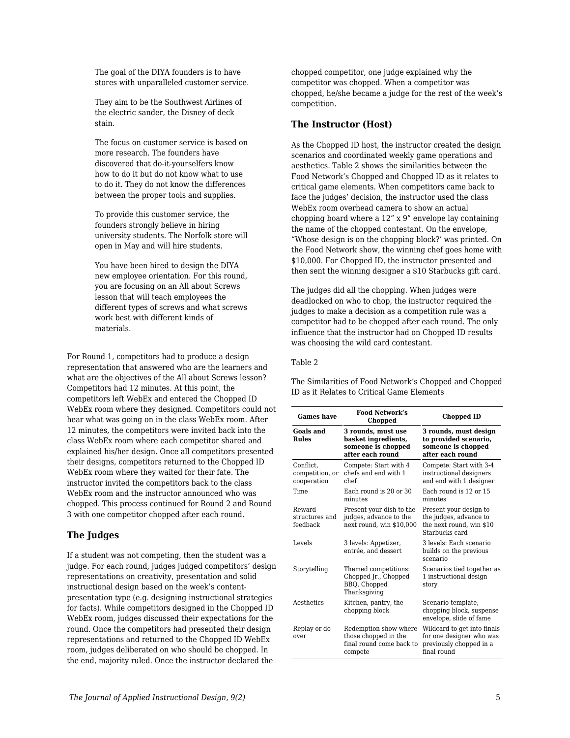> The goal of the DIYA founders is to have stores with unparalleled customer service.
>
> They aim to be the Southwest Airlines of the electric sander, the Disney of deck stain.
>
> The focus on customer service is based on more research. The founders have discovered that do-it-yourselfers know how to do it but do not know what to use to do it. They do not know the differences between the proper tools and supplies.
>
> To provide this customer service, the founders strongly believe in hiring university students. The Norfolk store will open in May and will hire students.
>
> You have been hired to design the DIYA new employee orientation. For this round, you are focusing on an All about Screws lesson that will teach employees the different types of screws and what screws work best with different kinds of materials.

For Round 1, competitors had to produce a design representation that answered who are the learners and what are the objectives of the All about Screws lesson? Competitors had 12 minutes. At this point, the competitors left WebEx and entered the Chopped ID WebEx room where they designed. Competitors could not hear what was going on in the class WebEx room. After 12 minutes, the competitors were invited back into the class WebEx room where each competitor shared and explained his/her design. Once all competitors presented their designs, competitors returned to the Chopped ID WebEx room where they waited for their fate. The instructor invited the competitors back to the class WebEx room and the instructor announced who was chopped. This process continued for Round 2 and Round 3 with one competitor chopped after each round.

### The Judges

If a student was not competing, then the student was a judge. For each round, judges judged competitors' design representations on creativity, presentation and solid instructional design based on the week's content-presentation type (e.g. designing instructional strategies for facts). While competitors designed in the Chopped ID WebEx room, judges discussed their expectations for the round. Once the competitors had presented their design representations and returned to the Chopped ID WebEx room, judges deliberated on who should be chopped. In the end, majority ruled. Once the instructor declared the chopped competitor, one judge explained why the competitor was chopped. When a competitor was chopped, he/she became a judge for the rest of the week's competition.

### The Instructor (Host)

As the Chopped ID host, the instructor created the design scenarios and coordinated weekly game operations and aesthetics. Table 2 shows the similarities between the Food Network's Chopped and Chopped ID as it relates to critical game elements. When competitors came back to face the judges' decision, the instructor used the class WebEx room overhead camera to show an actual chopping board where a 12" x 9" envelope lay containing the name of the chopped contestant. On the envelope, "Whose design is on the chopping block?' was printed. On the Food Network show, the winning chef goes home with $10,000. For Chopped ID, the instructor presented and then sent the winning designer a $10 Starbucks gift card.

The judges did all the chopping. When judges were deadlocked on who to chop, the instructor required the judges to make a decision as a competition rule was a competitor had to be chopped after each round. The only influence that the instructor had on Chopped ID results was choosing the wild card contestant.

Table 2

The Similarities of Food Network's Chopped and Chopped ID as it Relates to Critical Game Elements

| Games have | Food Network's Chopped | Chopped ID |
|---|---|---|
| **Goals and Rules** | **3 rounds, must use basket ingredients, someone is chopped after each round** | **3 rounds, must design to provided scenario, someone is chopped after each round** |
| Conflict, competition, or cooperation | Compete: Start with 4 chefs and end with 1 chef | Compete: Start with 3-4 instructional designers and end with 1 designer |
| Time | Each round is 20 or 30 minutes | Each round is 12 or 15 minutes |
| Reward structures and feedback | Present your dish to the judges, advance to the next round, win $10,000 | Present your design to the judges, advance to the next round, win $10 Starbucks card |
| Levels | 3 levels: Appetizer, entrée, and dessert | 3 levels: Each scenario builds on the previous scenario |
| Storytelling | Themed competitions: Chopped Jr., Chopped BBQ, Chopped Thanksgiving | Scenarios tied together as 1 instructional design story |
| Aesthetics | Kitchen, pantry, the chopping block | Scenario template, chopping block, suspense envelope, slide of fame |
| Replay or do over | Redemption show where those chopped in the final round come back to compete | Wildcard to get into finals for one designer who was previously chopped in a final round |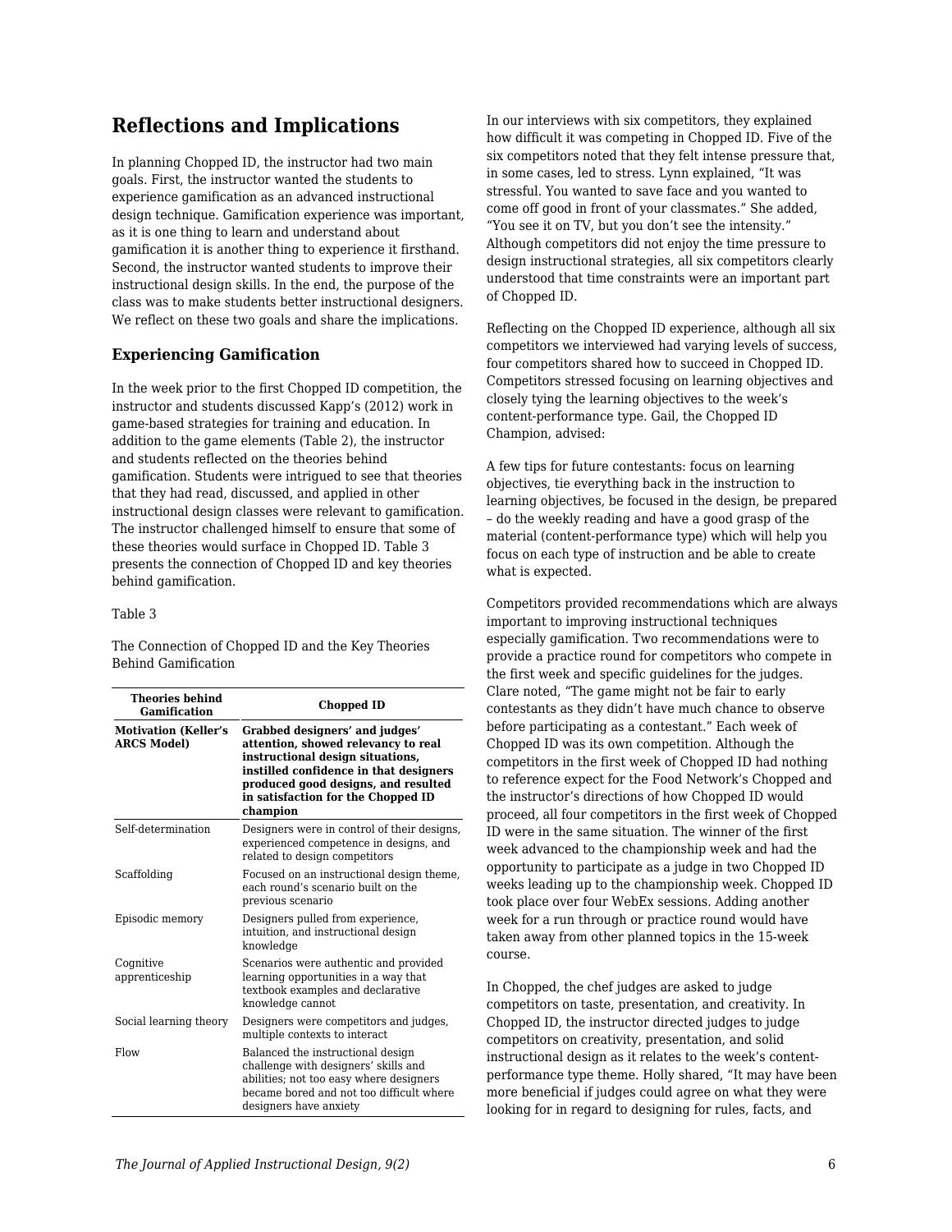## Reflections and Implications

In planning Chopped ID, the instructor had two main goals. First, the instructor wanted the students to experience gamification as an advanced instructional design technique. Gamification experience was important, as it is one thing to learn and understand about gamification it is another thing to experience it firsthand. Second, the instructor wanted students to improve their instructional design skills. In the end, the purpose of the class was to make students better instructional designers. We reflect on these two goals and share the implications.

### Experiencing Gamification

In the week prior to the first Chopped ID competition, the instructor and students discussed Kapp's (2012) work in game-based strategies for training and education. In addition to the game elements (Table 2), the instructor and students reflected on the theories behind gamification. Students were intrigued to see that theories that they had read, discussed, and applied in other instructional design classes were relevant to gamification. The instructor challenged himself to ensure that some of these theories would surface in Chopped ID. Table 3 presents the connection of Chopped ID and key theories behind gamification.

Table 3

The Connection of Chopped ID and the Key Theories Behind Gamification

| Theories behind Gamification | Chopped ID |
|---|---|
| **Motivation (Keller's ARCS Model)** | **Grabbed designers' and judges' attention, showed relevancy to real instructional design situations, instilled confidence in that designers produced good designs, and resulted in satisfaction for the Chopped ID champion** |
| Self-determination | Designers were in control of their designs, experienced competence in designs, and related to design competitors |
| Scaffolding | Focused on an instructional design theme, each round's scenario built on the previous scenario |
| Episodic memory | Designers pulled from experience, intuition, and instructional design knowledge |
| Cognitive apprenticeship | Scenarios were authentic and provided learning opportunities in a way that textbook examples and declarative knowledge cannot |
| Social learning theory | Designers were competitors and judges, multiple contexts to interact |
| Flow | Balanced the instructional design challenge with designers' skills and abilities; not too easy where designers became bored and not too difficult where designers have anxiety |

In our interviews with six competitors, they explained how difficult it was competing in Chopped ID. Five of the six competitors noted that they felt intense pressure that, in some cases, led to stress. Lynn explained, "It was stressful. You wanted to save face and you wanted to come off good in front of your classmates." She added, "You see it on TV, but you don't see the intensity." Although competitors did not enjoy the time pressure to design instructional strategies, all six competitors clearly understood that time constraints were an important part of Chopped ID.

Reflecting on the Chopped ID experience, although all six competitors we interviewed had varying levels of success, four competitors shared how to succeed in Chopped ID. Competitors stressed focusing on learning objectives and closely tying the learning objectives to the week's content-performance type. Gail, the Chopped ID Champion, advised:

A few tips for future contestants: focus on learning objectives, tie everything back in the instruction to learning objectives, be focused in the design, be prepared – do the weekly reading and have a good grasp of the material (content-performance type) which will help you focus on each type of instruction and be able to create what is expected.

Competitors provided recommendations which are always important to improving instructional techniques especially gamification. Two recommendations were to provide a practice round for competitors who compete in the first week and specific guidelines for the judges. Clare noted, "The game might not be fair to early contestants as they didn't have much chance to observe before participating as a contestant." Each week of Chopped ID was its own competition. Although the competitors in the first week of Chopped ID had nothing to reference expect for the Food Network's Chopped and the instructor's directions of how Chopped ID would proceed, all four competitors in the first week of Chopped ID were in the same situation. The winner of the first week advanced to the championship week and had the opportunity to participate as a judge in two Chopped ID weeks leading up to the championship week. Chopped ID took place over four WebEx sessions. Adding another week for a run through or practice round would have taken away from other planned topics in the 15-week course.

In Chopped, the chef judges are asked to judge competitors on taste, presentation, and creativity. In Chopped ID, the instructor directed judges to judge competitors on creativity, presentation, and solid instructional design as it relates to the week's content-performance type theme. Holly shared, "It may have been more beneficial if judges could agree on what they were looking for in regard to designing for rules, facts, and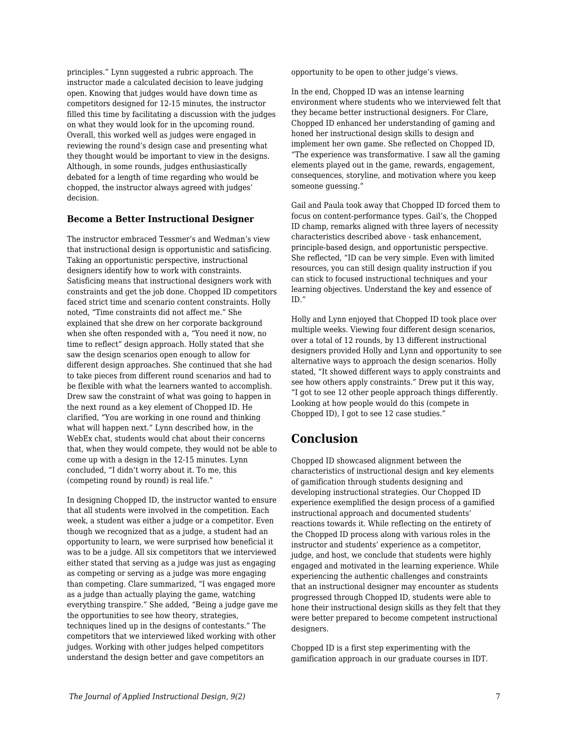principles." Lynn suggested a rubric approach. The instructor made a calculated decision to leave judging open. Knowing that judges would have down time as competitors designed for 12-15 minutes, the instructor filled this time by facilitating a discussion with the judges on what they would look for in the upcoming round. Overall, this worked well as judges were engaged in reviewing the round's design case and presenting what they thought would be important to view in the designs. Although, in some rounds, judges enthusiastically debated for a length of time regarding who would be chopped, the instructor always agreed with judges' decision.

### Become a Better Instructional Designer

The instructor embraced Tessmer's and Wedman's view that instructional design is opportunistic and satisficing. Taking an opportunistic perspective, instructional designers identify how to work with constraints. Satisficing means that instructional designers work with constraints and get the job done. Chopped ID competitors faced strict time and scenario content constraints. Holly noted, "Time constraints did not affect me." She explained that she drew on her corporate background when she often responded with a, "You need it now, no time to reflect" design approach. Holly stated that she saw the design scenarios open enough to allow for different design approaches. She continued that she had to take pieces from different round scenarios and had to be flexible with what the learners wanted to accomplish. Drew saw the constraint of what was going to happen in the next round as a key element of Chopped ID. He clarified, "You are working in one round and thinking what will happen next." Lynn described how, in the WebEx chat, students would chat about their concerns that, when they would compete, they would not be able to come up with a design in the 12-15 minutes. Lynn concluded, "I didn't worry about it. To me, this (competing round by round) is real life."

In designing Chopped ID, the instructor wanted to ensure that all students were involved in the competition. Each week, a student was either a judge or a competitor. Even though we recognized that as a judge, a student had an opportunity to learn, we were surprised how beneficial it was to be a judge. All six competitors that we interviewed either stated that serving as a judge was just as engaging as competing or serving as a judge was more engaging than competing. Clare summarized, "I was engaged more as a judge than actually playing the game, watching everything transpire." She added, "Being a judge gave me the opportunities to see how theory, strategies, techniques lined up in the designs of contestants." The competitors that we interviewed liked working with other judges. Working with other judges helped competitors understand the design better and gave competitors an opportunity to be open to other judge's views.

In the end, Chopped ID was an intense learning environment where students who we interviewed felt that they became better instructional designers. For Clare, Chopped ID enhanced her understanding of gaming and honed her instructional design skills to design and implement her own game. She reflected on Chopped ID, "The experience was transformative. I saw all the gaming elements played out in the game, rewards, engagement, consequences, storyline, and motivation where you keep someone guessing."

Gail and Paula took away that Chopped ID forced them to focus on content-performance types. Gail's, the Chopped ID champ, remarks aligned with three layers of necessity characteristics described above - task enhancement, principle-based design, and opportunistic perspective. She reflected, "ID can be very simple. Even with limited resources, you can still design quality instruction if you can stick to focused instructional techniques and your learning objectives. Understand the key and essence of ID."

Holly and Lynn enjoyed that Chopped ID took place over multiple weeks. Viewing four different design scenarios, over a total of 12 rounds, by 13 different instructional designers provided Holly and Lynn and opportunity to see alternative ways to approach the design scenarios. Holly stated, "It showed different ways to apply constraints and see how others apply constraints." Drew put it this way, "I got to see 12 other people approach things differently. Looking at how people would do this (compete in Chopped ID), I got to see 12 case studies."

## Conclusion

Chopped ID showcased alignment between the characteristics of instructional design and key elements of gamification through students designing and developing instructional strategies. Our Chopped ID experience exemplified the design process of a gamified instructional approach and documented students' reactions towards it. While reflecting on the entirety of the Chopped ID process along with various roles in the instructor and students' experience as a competitor, judge, and host, we conclude that students were highly engaged and motivated in the learning experience. While experiencing the authentic challenges and constraints that an instructional designer may encounter as students progressed through Chopped ID, students were able to hone their instructional design skills as they felt that they were better prepared to become competent instructional designers.

Chopped ID is a first step experimenting with the gamification approach in our graduate courses in IDT.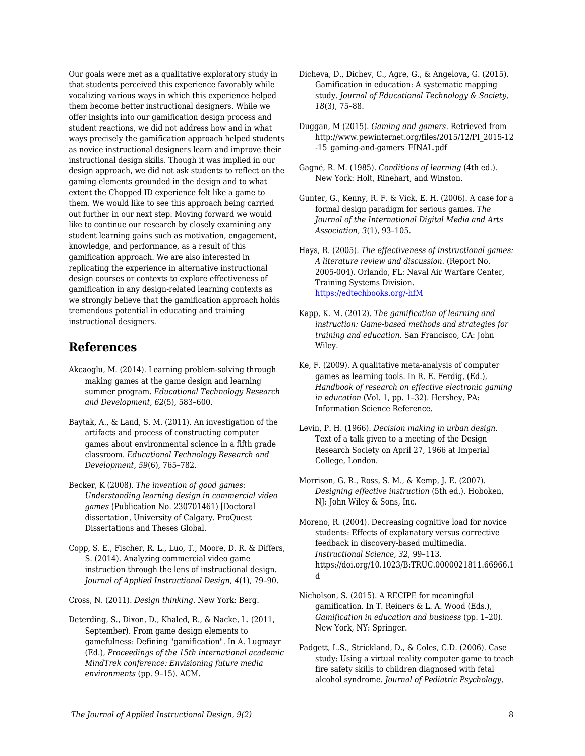Our goals were met as a qualitative exploratory study in that students perceived this experience favorably while vocalizing various ways in which this experience helped them become better instructional designers. While we offer insights into our gamification design process and student reactions, we did not address how and in what ways precisely the gamification approach helped students as novice instructional designers learn and improve their instructional design skills. Though it was implied in our design approach, we did not ask students to reflect on the gaming elements grounded in the design and to what extent the Chopped ID experience felt like a game to them. We would like to see this approach being carried out further in our next step. Moving forward we would like to continue our research by closely examining any student learning gains such as motivation, engagement, knowledge, and performance, as a result of this gamification approach. We are also interested in replicating the experience in alternative instructional design courses or contexts to explore effectiveness of gamification in any design-related learning contexts as we strongly believe that the gamification approach holds tremendous potential in educating and training instructional designers.

## References

Akcaoglu, M. (2014). Learning problem-solving through making games at the game design and learning summer program. *Educational Technology Research and Development*, *62*(5), 583–600.

Baytak, A., & Land, S. M. (2011). An investigation of the artifacts and process of constructing computer games about environmental science in a fifth grade classroom. *Educational Technology Research and Development*, *59*(6), 765–782.

Becker, K (2008). *The invention of good games: Understanding learning design in commercial video games* (Publication No. 230701461) [Doctoral dissertation, University of Calgary. ProQuest Dissertations and Theses Global.

Copp, S. E., Fischer, R. L., Luo, T., Moore, D. R. & Differs, S. (2014). Analyzing commercial video game instruction through the lens of instructional design. *Journal of Applied Instructional Design*, *4*(1), 79–90.

Cross, N. (2011). *Design thinking*. New York: Berg.

Deterding, S., Dixon, D., Khaled, R., & Nacke, L. (2011, September). From game design elements to gamefulness: Defining "gamification". In A. Lugmayr (Ed.), *Proceedings of the 15th international academic MindTrek conference: Envisioning future media environments* (pp. 9–15). ACM.

Dicheva, D., Dichev, C., Agre, G., & Angelova, G. (2015). Gamification in education: A systematic mapping study. *Journal of Educational Technology & Society*, *18*(3), 75–88.

Duggan, M (2015). *Gaming and gamers*. Retrieved from http://www.pewinternet.org/files/2015/12/PI_2015-12-15_gaming-and-gamers_FINAL.pdf

Gagné, R. M. (1985). *Conditions of learning* (4th ed.). New York: Holt, Rinehart, and Winston.

Gunter, G., Kenny, R. F. & Vick, E. H. (2006). A case for a formal design paradigm for serious games. *The Journal of the International Digital Media and Arts Association*, *3*(1), 93–105.

Hays, R. (2005). *The effectiveness of instructional games: A literature review and discussion*. (Report No. 2005-004). Orlando, FL: Naval Air Warfare Center, Training Systems Division. https://edtechbooks.org/-hfM

Kapp, K. M. (2012). *The gamification of learning and instruction: Game-based methods and strategies for training and education*. San Francisco, CA: John Wiley.

Ke, F. (2009). A qualitative meta-analysis of computer games as learning tools. In R. E. Ferdig, (Ed.), *Handbook of research on effective electronic gaming in education* (Vol. 1, pp. 1–32). Hershey, PA: Information Science Reference.

Levin, P. H. (1966). *Decision making in urban design*. Text of a talk given to a meeting of the Design Research Society on April 27, 1966 at Imperial College, London.

Morrison, G. R., Ross, S. M., & Kemp, J. E. (2007). *Designing effective instruction* (5th ed.). Hoboken, NJ: John Wiley & Sons, Inc.

Moreno, R. (2004). Decreasing cognitive load for novice students: Effects of explanatory versus corrective feedback in discovery-based multimedia. *Instructional Science*, *32*, 99–113. https://doi.org/10.1023/B:TRUC.0000021811.66966.1d

Nicholson, S. (2015). A RECIPE for meaningful gamification. In T. Reiners & L. A. Wood (Eds.), *Gamification in education and business* (pp. 1–20). New York, NY: Springer.

Padgett, L.S., Strickland, D., & Coles, C.D. (2006). Case study: Using a virtual reality computer game to teach fire safety skills to children diagnosed with fetal alcohol syndrome. *Journal of Pediatric Psychology*,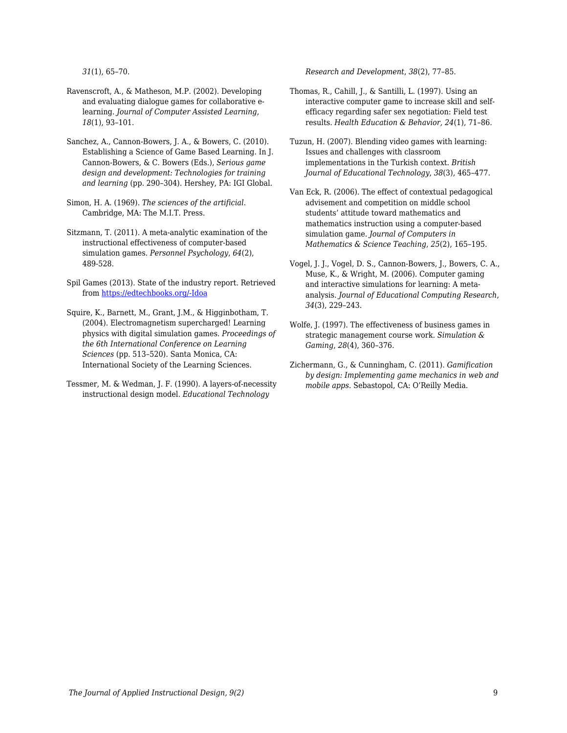*31*(1), 65–70.

Ravenscroft, A., & Matheson, M.P. (2002). Developing and evaluating dialogue games for collaborative e-learning. *Journal of Computer Assisted Learning*, *18*(1), 93–101.

Sanchez, A., Cannon-Bowers, J. A., & Bowers, C. (2010). Establishing a Science of Game Based Learning. In J. Cannon-Bowers, & C. Bowers (Eds.), *Serious game design and development: Technologies for training and learning* (pp. 290–304). Hershey, PA: IGI Global.

Simon, H. A. (1969). *The sciences of the artificial*. Cambridge, MA: The M.I.T. Press.

Sitzmann, T. (2011). A meta-analytic examination of the instructional effectiveness of computer-based simulation games. *Personnel Psychology*, *64*(2), 489-528.

Spil Games (2013). State of the industry report. Retrieved from [https://edtechbooks.org/-Idoa](https://edtechbooks.org/-Idoa)

Squire, K., Barnett, M., Grant, J.M., & Higginbotham, T. (2004). Electromagnetism supercharged! Learning physics with digital simulation games. *Proceedings of the 6th International Conference on Learning Sciences* (pp. 513–520). Santa Monica, CA: International Society of the Learning Sciences.

Tessmer, M. & Wedman, J. F. (1990). A layers-of-necessity instructional design model. *Educational Technology Research and Development*, *38*(2), 77–85.

Thomas, R., Cahill, J., & Santilli, L. (1997). Using an interactive computer game to increase skill and self-efficacy regarding safer sex negotiation: Field test results. *Health Education & Behavior, 24*(1), 71–86.

Tuzun, H. (2007). Blending video games with learning: Issues and challenges with classroom implementations in the Turkish context. *British Journal of Educational Technology*, *38*(3), 465–477.

Van Eck, R. (2006). The effect of contextual pedagogical advisement and competition on middle school students' attitude toward mathematics and mathematics instruction using a computer-based simulation game. *Journal of Computers in Mathematics & Science Teaching*, *25*(2), 165–195.

Vogel, J. J., Vogel, D. S., Cannon-Bowers, J., Bowers, C. A., Muse, K., & Wright, M. (2006). Computer gaming and interactive simulations for learning: A meta-analysis. *Journal of Educational Computing Research*, *34*(3), 229–243.

Wolfe, J. (1997). The effectiveness of business games in strategic management course work. *Simulation & Gaming*, *28*(4), 360–376.

Zichermann, G., & Cunningham, C. (2011). *Gamification by design: Implementing game mechanics in web and mobile apps.* Sebastopol, CA: O'Reilly Media.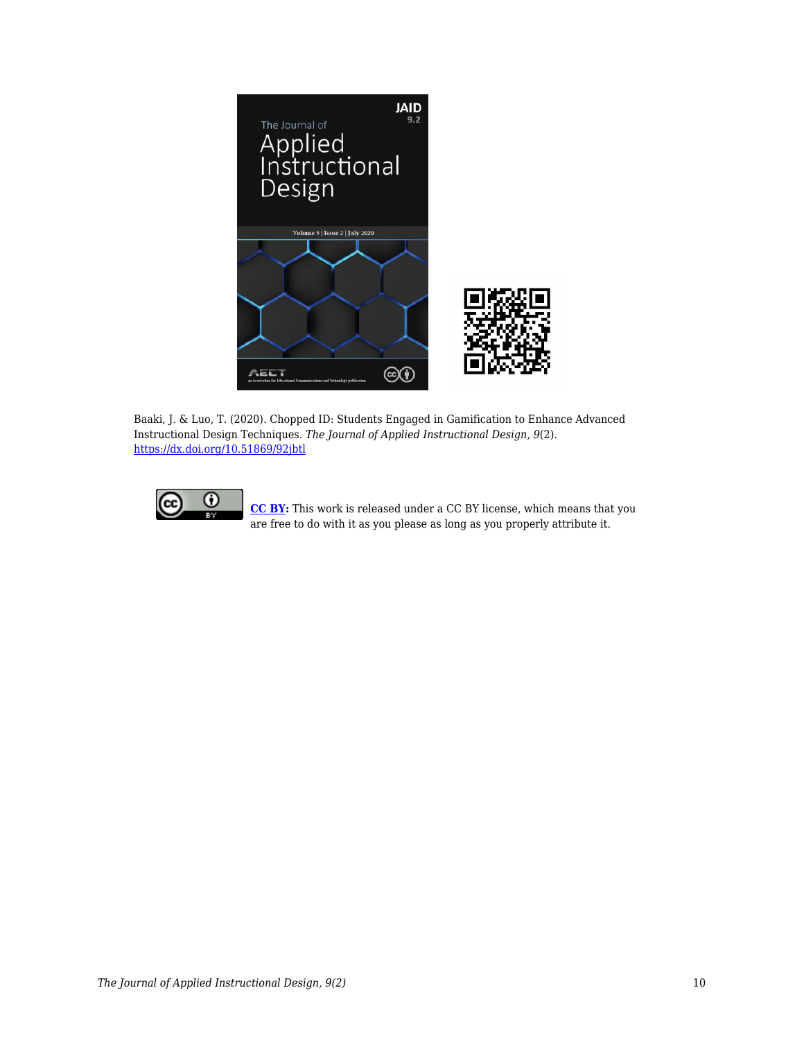Baaki, J. & Luo, T. (2020). Chopped ID: Students Engaged in Gamification to Enhance Advanced Instructional Design Techniques. *The Journal of Applied Instructional Design, 9*(2). https://dx.doi.org/10.51869/92jbtl

**CC BY:** This work is released under a CC BY license, which means that you are free to do with it as you please as long as you properly attribute it.